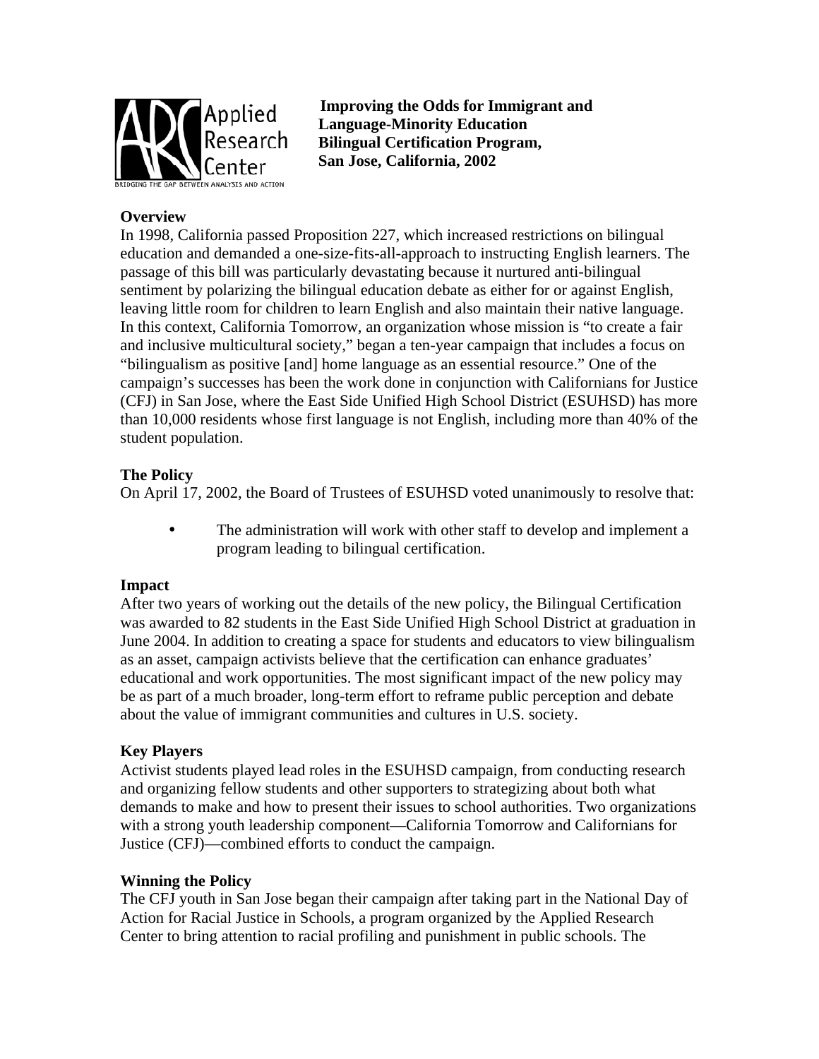**Improving the Odds for Immigrant and Language-Minority Education**
**Bilingual Certification Program, San Jose, California, 2002**

## Overview

In 1998, California passed Proposition 227, which increased restrictions on bilingual education and demanded a one-size-fits-all-approach to instructing English learners. The passage of this bill was particularly devastating because it nurtured anti-bilingual sentiment by polarizing the bilingual education debate as either for or against English, leaving little room for children to learn English and also maintain their native language. In this context, California Tomorrow, an organization whose mission is "to create a fair and inclusive multicultural society," began a ten-year campaign that includes a focus on "bilingualism as positive [and] home language as an essential resource." One of the campaign's successes has been the work done in conjunction with Californians for Justice (CFJ) in San Jose, where the East Side Unified High School District (ESUHSD) has more than 10,000 residents whose first language is not English, including more than 40% of the student population.

## The Policy

On April 17, 2002, the Board of Trustees of ESUHSD voted unanimously to resolve that:

- The administration will work with other staff to develop and implement a program leading to bilingual certification.

## Impact

After two years of working out the details of the new policy, the Bilingual Certification was awarded to 82 students in the East Side Unified High School District at graduation in June 2004. In addition to creating a space for students and educators to view bilingualism as an asset, campaign activists believe that the certification can enhance graduates' educational and work opportunities. The most significant impact of the new policy may be as part of a much broader, long-term effort to reframe public perception and debate about the value of immigrant communities and cultures in U.S. society.

## Key Players

Activist students played lead roles in the ESUHSD campaign, from conducting research and organizing fellow students and other supporters to strategizing about both what demands to make and how to present their issues to school authorities. Two organizations with a strong youth leadership component—California Tomorrow and Californians for Justice (CFJ)—combined efforts to conduct the campaign.

## Winning the Policy

The CFJ youth in San Jose began their campaign after taking part in the National Day of Action for Racial Justice in Schools, a program organized by the Applied Research Center to bring attention to racial profiling and punishment in public schools. The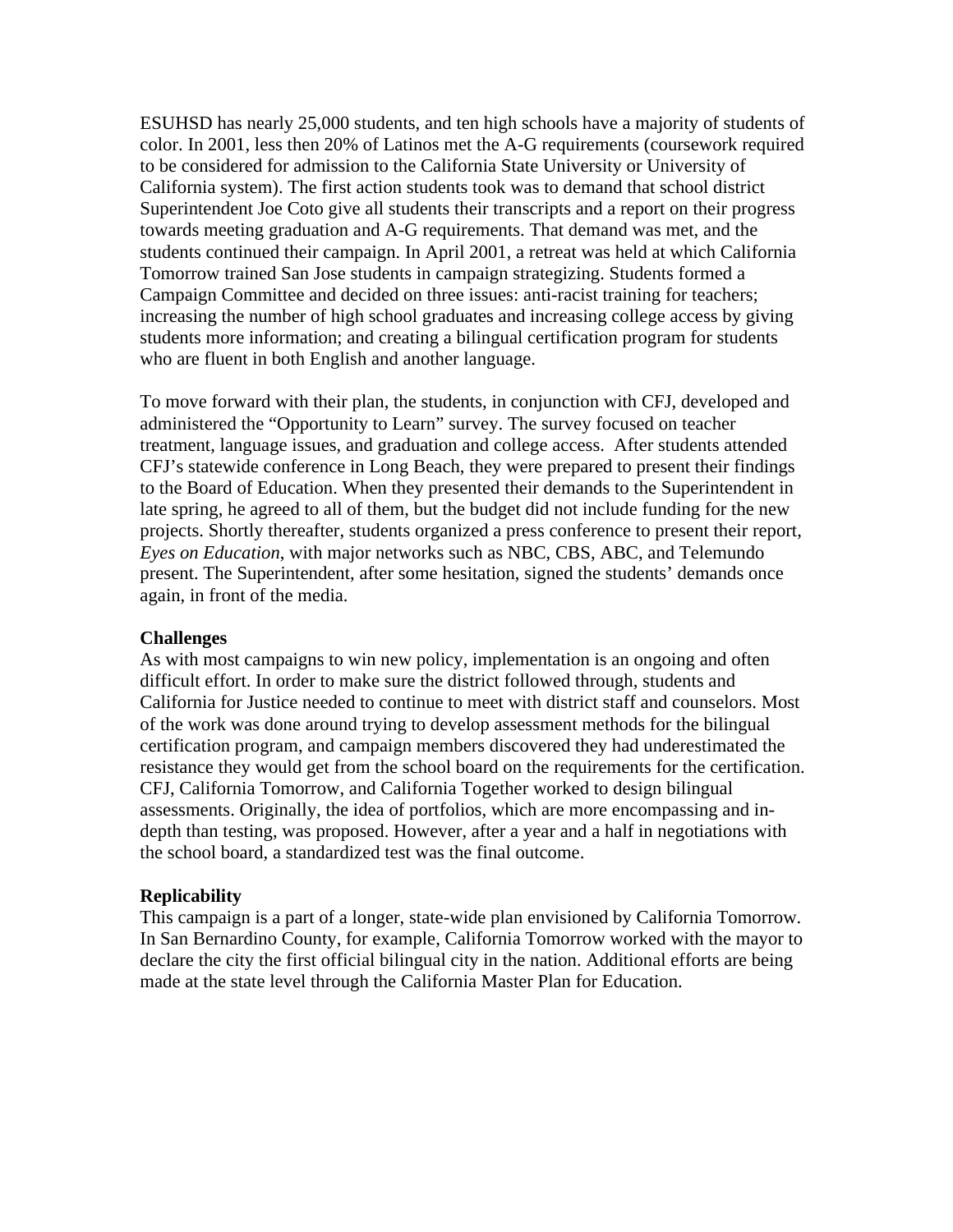ESUHSD has nearly 25,000 students, and ten high schools have a majority of students of color. In 2001, less then 20% of Latinos met the A-G requirements (coursework required to be considered for admission to the California State University or University of California system). The first action students took was to demand that school district Superintendent Joe Coto give all students their transcripts and a report on their progress towards meeting graduation and A-G requirements. That demand was met, and the students continued their campaign. In April 2001, a retreat was held at which California Tomorrow trained San Jose students in campaign strategizing. Students formed a Campaign Committee and decided on three issues: anti-racist training for teachers; increasing the number of high school graduates and increasing college access by giving students more information; and creating a bilingual certification program for students who are fluent in both English and another language.

To move forward with their plan, the students, in conjunction with CFJ, developed and administered the "Opportunity to Learn" survey. The survey focused on teacher treatment, language issues, and graduation and college access. After students attended CFJ's statewide conference in Long Beach, they were prepared to present their findings to the Board of Education. When they presented their demands to the Superintendent in late spring, he agreed to all of them, but the budget did not include funding for the new projects. Shortly thereafter, students organized a press conference to present their report, *Eyes on Education*, with major networks such as NBC, CBS, ABC, and Telemundo present. The Superintendent, after some hesitation, signed the students' demands once again, in front of the media.

**Challenges**

As with most campaigns to win new policy, implementation is an ongoing and often difficult effort. In order to make sure the district followed through, students and California for Justice needed to continue to meet with district staff and counselors. Most of the work was done around trying to develop assessment methods for the bilingual certification program, and campaign members discovered they had underestimated the resistance they would get from the school board on the requirements for the certification. CFJ, California Tomorrow, and California Together worked to design bilingual assessments. Originally, the idea of portfolios, which are more encompassing and in-depth than testing, was proposed. However, after a year and a half in negotiations with the school board, a standardized test was the final outcome.

**Replicability**

This campaign is a part of a longer, state-wide plan envisioned by California Tomorrow. In San Bernardino County, for example, California Tomorrow worked with the mayor to declare the city the first official bilingual city in the nation. Additional efforts are being made at the state level through the California Master Plan for Education.